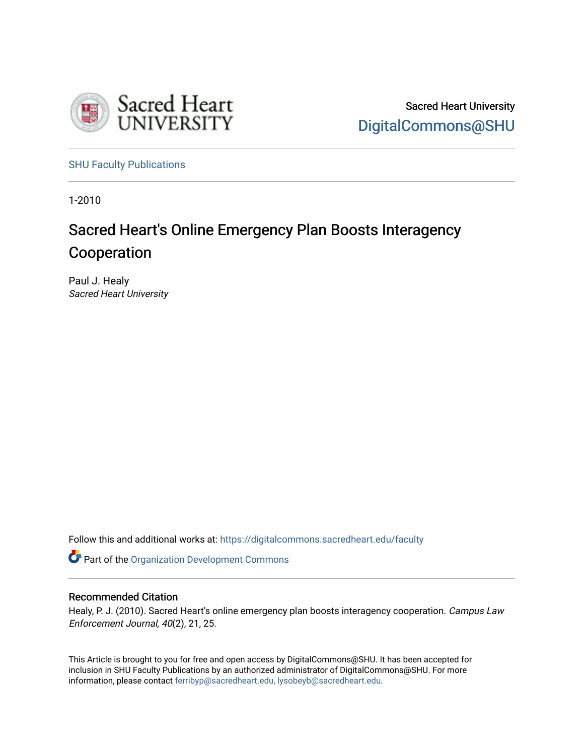Sacred Heart University

DigitalCommons@SHU

SHU Faculty Publications

1-2010

# Sacred Heart's Online Emergency Plan Boosts Interagency Cooperation

Paul J. Healy
*Sacred Heart University*

Follow this and additional works at: https://digitalcommons.sacredheart.edu/faculty

Part of the Organization Development Commons

## Recommended Citation

Healy, P. J. (2010). Sacred Heart's online emergency plan boosts interagency cooperation. *Campus Law Enforcement Journal, 40*(2), 21, 25.

This Article is brought to you for free and open access by DigitalCommons@SHU. It has been accepted for inclusion in SHU Faculty Publications by an authorized administrator of DigitalCommons@SHU. For more information, please contact ferribyp@sacredheart.edu, lysobeyb@sacredheart.edu.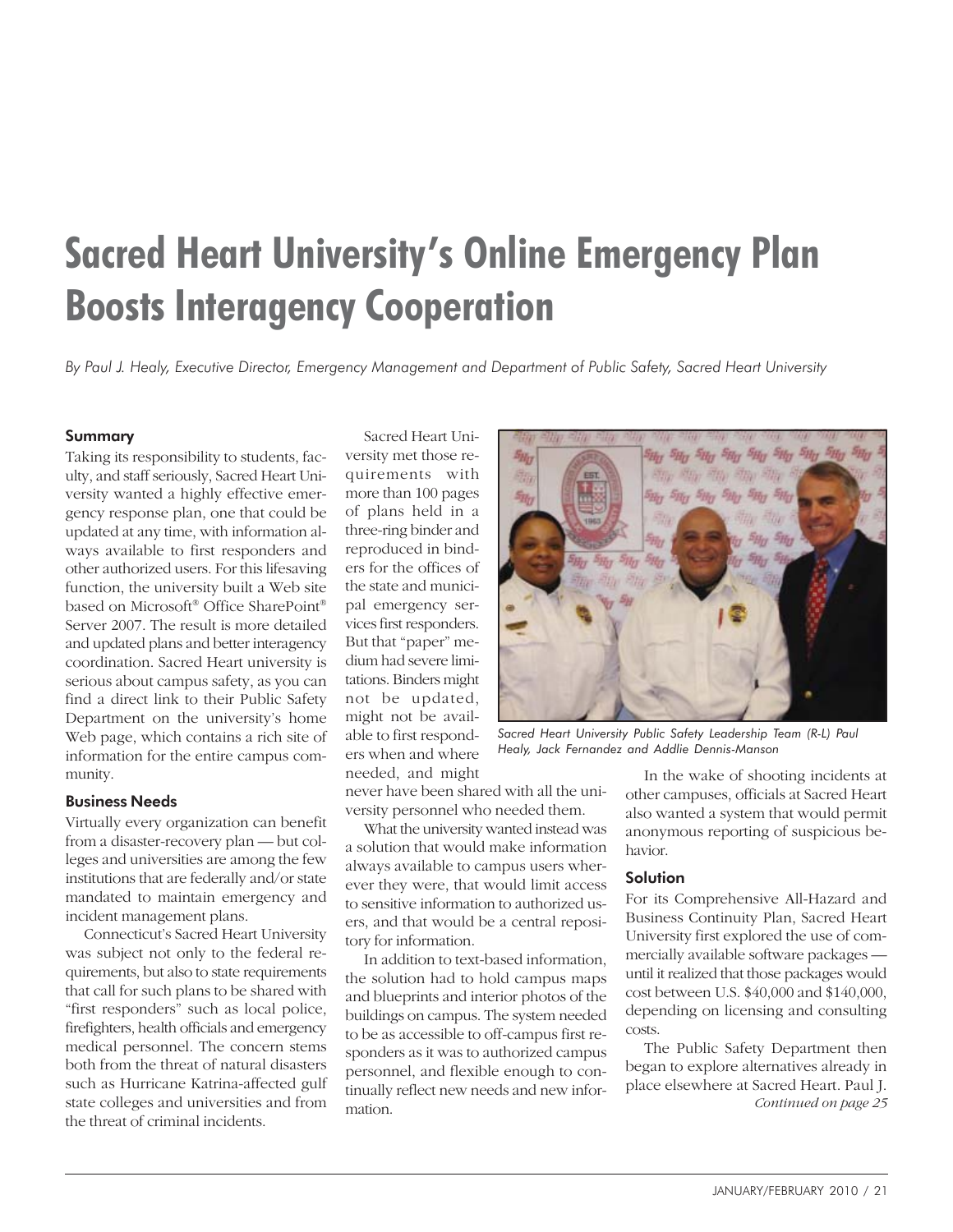# Sacred Heart University's Online Emergency Plan Boosts Interagency Cooperation

*By Paul J. Healy, Executive Director, Emergency Management and Department of Public Safety, Sacred Heart University*

### Summary

Taking its responsibility to students, faculty, and staff seriously, Sacred Heart University wanted a highly effective emergency response plan, one that could be updated at any time, with information always available to first responders and other authorized users. For this lifesaving function, the university built a Web site based on Microsoft® Office SharePoint® Server 2007. The result is more detailed and updated plans and better interagency coordination. Sacred Heart university is serious about campus safety, as you can find a direct link to their Public Safety Department on the university's home Web page, which contains a rich site of information for the entire campus community.

### Business Needs

Virtually every organization can benefit from a disaster-recovery plan — but colleges and universities are among the few institutions that are federally and/or state mandated to maintain emergency and incident management plans.

Connecticut's Sacred Heart University was subject not only to the federal requirements, but also to state requirements that call for such plans to be shared with "first responders" such as local police, firefighters, health officials and emergency medical personnel. The concern stems both from the threat of natural disasters such as Hurricane Katrina-affected gulf state colleges and universities and from the threat of criminal incidents.

Sacred Heart University met those requirements with more than 100 pages of plans held in a three-ring binder and reproduced in binders for the offices of the state and municipal emergency services first responders. But that "paper" medium had severe limitations. Binders might not be updated, might not be available to first responders when and where needed, and might never have been shared with all the university personnel who needed them.

What the university wanted instead was a solution that would make information always available to campus users wherever they were, that would limit access to sensitive information to authorized users, and that would be a central repository for information.

In addition to text-based information, the solution had to hold campus maps and blueprints and interior photos of the buildings on campus. The system needed to be as accessible to off-campus first responders as it was to authorized campus personnel, and flexible enough to continually reflect new needs and new information.

*Sacred Heart University Public Safety Leadership Team (R-L) Paul Healy, Jack Fernandez and Addlie Dennis-Manson*

In the wake of shooting incidents at other campuses, officials at Sacred Heart also wanted a system that would permit anonymous reporting of suspicious behavior.

### Solution

For its Comprehensive All-Hazard and Business Continuity Plan, Sacred Heart University first explored the use of commercially available software packages — until it realized that those packages would cost between U.S. $40,000 and $140,000, depending on licensing and consulting costs.

The Public Safety Department then began to explore alternatives already in place elsewhere at Sacred Heart. Paul J.

*Continued on page 25*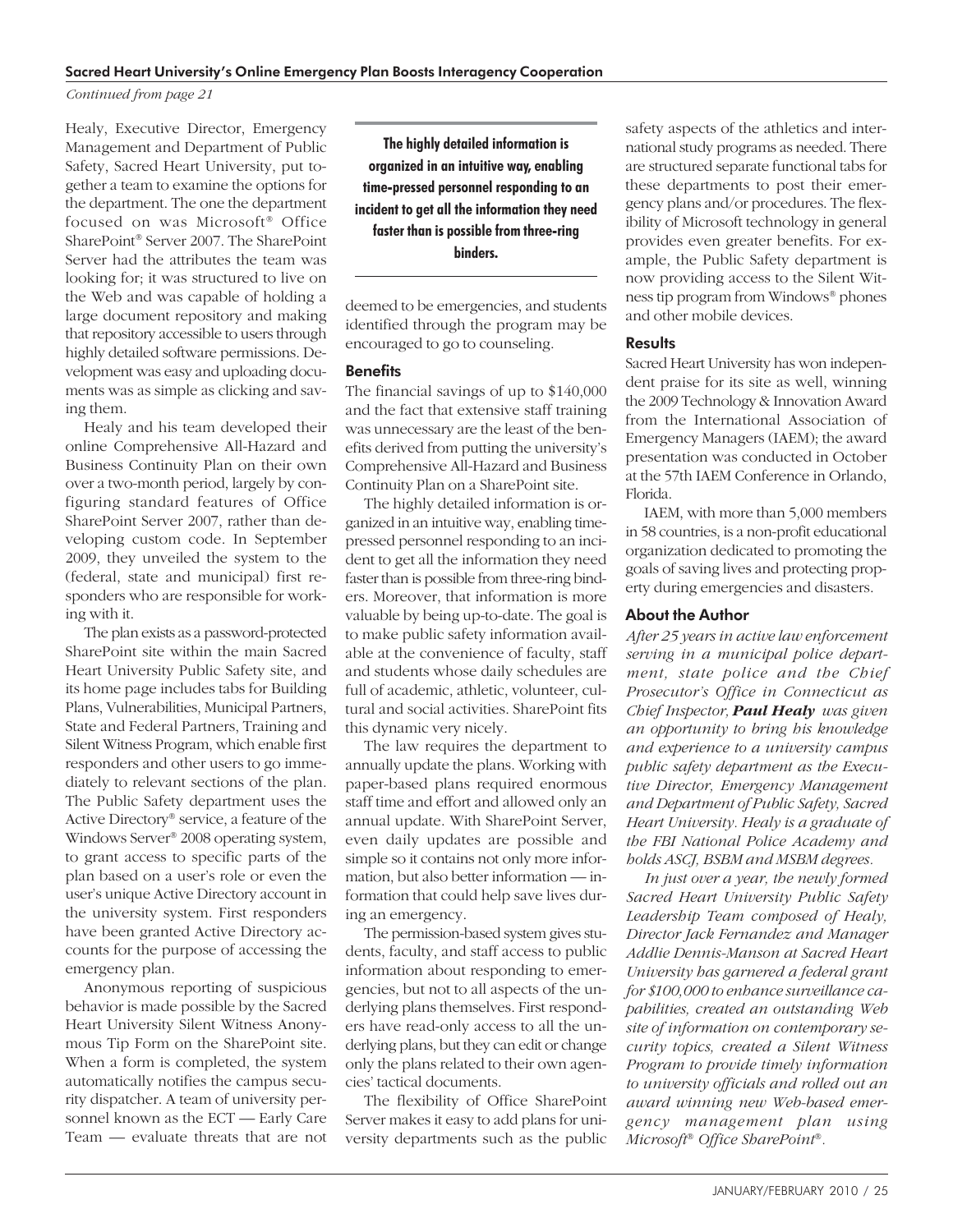*Continued from page 21*

Healy, Executive Director, Emergency Management and Department of Public Safety, Sacred Heart University, put together a team to examine the options for the department. The one the department focused on was Microsoft® Office SharePoint® Server 2007. The SharePoint Server had the attributes the team was looking for; it was structured to live on the Web and was capable of holding a large document repository and making that repository accessible to users through highly detailed software permissions. Development was easy and uploading documents was as simple as clicking and saving them.

Healy and his team developed their online Comprehensive All-Hazard and Business Continuity Plan on their own over a two-month period, largely by configuring standard features of Office SharePoint Server 2007, rather than developing custom code. In September 2009, they unveiled the system to the (federal, state and municipal) first responders who are responsible for working with it.

The plan exists as a password-protected SharePoint site within the main Sacred Heart University Public Safety site, and its home page includes tabs for Building Plans, Vulnerabilities, Municipal Partners, State and Federal Partners, Training and Silent Witness Program, which enable first responders and other users to go immediately to relevant sections of the plan. The Public Safety department uses the Active Directory® service, a feature of the Windows Server® 2008 operating system, to grant access to specific parts of the plan based on a user's role or even the user's unique Active Directory account in the university system. First responders have been granted Active Directory accounts for the purpose of accessing the emergency plan.

Anonymous reporting of suspicious behavior is made possible by the Sacred Heart University Silent Witness Anonymous Tip Form on the SharePoint site. When a form is completed, the system automatically notifies the campus security dispatcher. A team of university personnel known as the ECT — Early Care Team — evaluate threats that are not deemed to be emergencies, and students identified through the program may be encouraged to go to counseling.

**The highly detailed information is organized in an intuitive way, enabling time-pressed personnel responding to an incident to get all the information they need faster than is possible from three-ring binders.**

### Benefits

The financial savings of up to $140,000 and the fact that extensive staff training was unnecessary are the least of the benefits derived from putting the university's Comprehensive All-Hazard and Business Continuity Plan on a SharePoint site.

The highly detailed information is organized in an intuitive way, enabling time-pressed personnel responding to an incident to get all the information they need faster than is possible from three-ring binders. Moreover, that information is more valuable by being up-to-date. The goal is to make public safety information available at the convenience of faculty, staff and students whose daily schedules are full of academic, athletic, volunteer, cultural and social activities. SharePoint fits this dynamic very nicely.

The law requires the department to annually update the plans. Working with paper-based plans required enormous staff time and effort and allowed only an annual update. With SharePoint Server, even daily updates are possible and simple so it contains not only more information, but also better information — information that could help save lives during an emergency.

The permission-based system gives students, faculty, and staff access to public information about responding to emergencies, but not to all aspects of the underlying plans themselves. First responders have read-only access to all the underlying plans, but they can edit or change only the plans related to their own agencies' tactical documents.

The flexibility of Office SharePoint Server makes it easy to add plans for university departments such as the public safety aspects of the athletics and international study programs as needed. There are structured separate functional tabs for these departments to post their emergency plans and/or procedures. The flexibility of Microsoft technology in general provides even greater benefits. For example, the Public Safety department is now providing access to the Silent Witness tip program from Windows® phones and other mobile devices.

### Results

Sacred Heart University has won independent praise for its site as well, winning the 2009 Technology & Innovation Award from the International Association of Emergency Managers (IAEM); the award presentation was conducted in October at the 57th IAEM Conference in Orlando, Florida.

IAEM, with more than 5,000 members in 58 countries, is a non-profit educational organization dedicated to promoting the goals of saving lives and protecting property during emergencies and disasters.

### About the Author

*After 25 years in active law enforcement serving in a municipal police department, state police and the Chief Prosecutor's Office in Connecticut as Chief Inspector, **Paul Healy** was given an opportunity to bring his knowledge and experience to a university campus public safety department as the Executive Director, Emergency Management and Department of Public Safety, Sacred Heart University. Healy is a graduate of the FBI National Police Academy and holds ASCJ, BSBM and MSBM degrees.*

*In just over a year, the newly formed Sacred Heart University Public Safety Leadership Team composed of Healy, Director Jack Fernandez and Manager Addlie Dennis-Manson at Sacred Heart University has garnered a federal grant for $100,000 to enhance surveillance capabilities, created an outstanding Web site of information on contemporary security topics, created a Silent Witness Program to provide timely information to university officials and rolled out an award winning new Web-based emergency management plan using Microsoft® Office SharePoint®.*